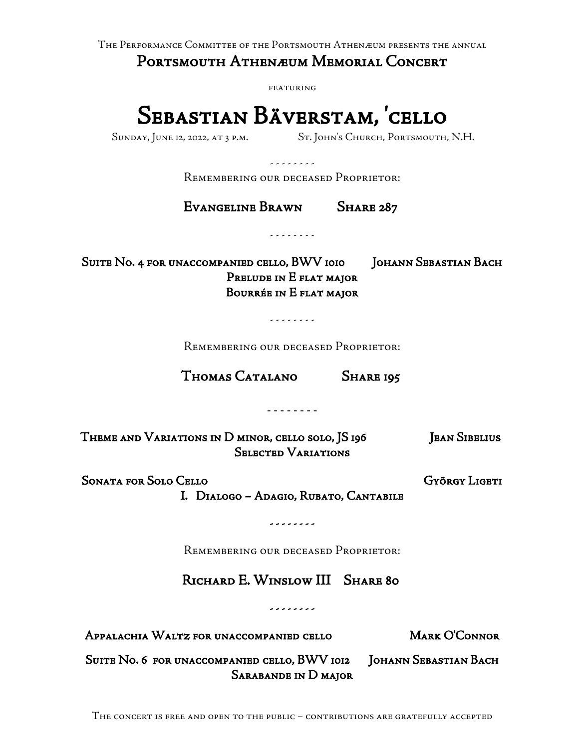The Performance Committee of the Portsmouth Athenæum presents the annual

## Portsmouth Athenæum Memorial Concert

featuring

# Sebastian Bäverstam, 'cello

Sunday, June 12, 2022, at 3 p.m. St. John's Church, Portsmouth, N.H.

- - - - - - - -

Remembering our deceased Proprietor:

**Evangeline Brawn Share 287**

- - - - - - - -

**Suite No. 4 for unaccompanied cello, BWV 1010** **Johann Sebastian Bach**

**Prelude in E flat major**

**Bourrée in E flat major**

- - - - - - - -

Remembering our deceased Proprietor:

**Thomas Catalano Share 195**

- - - - - - - -

**Theme and Variations in D minor, cello solo, JS 196** **Jean Sibelius**

**Selected Variations**

**Sonata for Solo Cello** **György Ligeti**

**I. Dialogo – Adagio, Rubato, Cantabile**

- - - - - - - -

Remembering our deceased Proprietor:

**Richard E. Winslow III Share 80**

- - - - - - - -

**Appalachia Waltz for unaccompanied cello** **Mark O'Connor**

**Suite No. 6 for unaccompanied cello, BWV 1012** **Johann Sebastian Bach**

**Sarabande in D major**

The concert is free and open to the public – contributions are gratefully accepted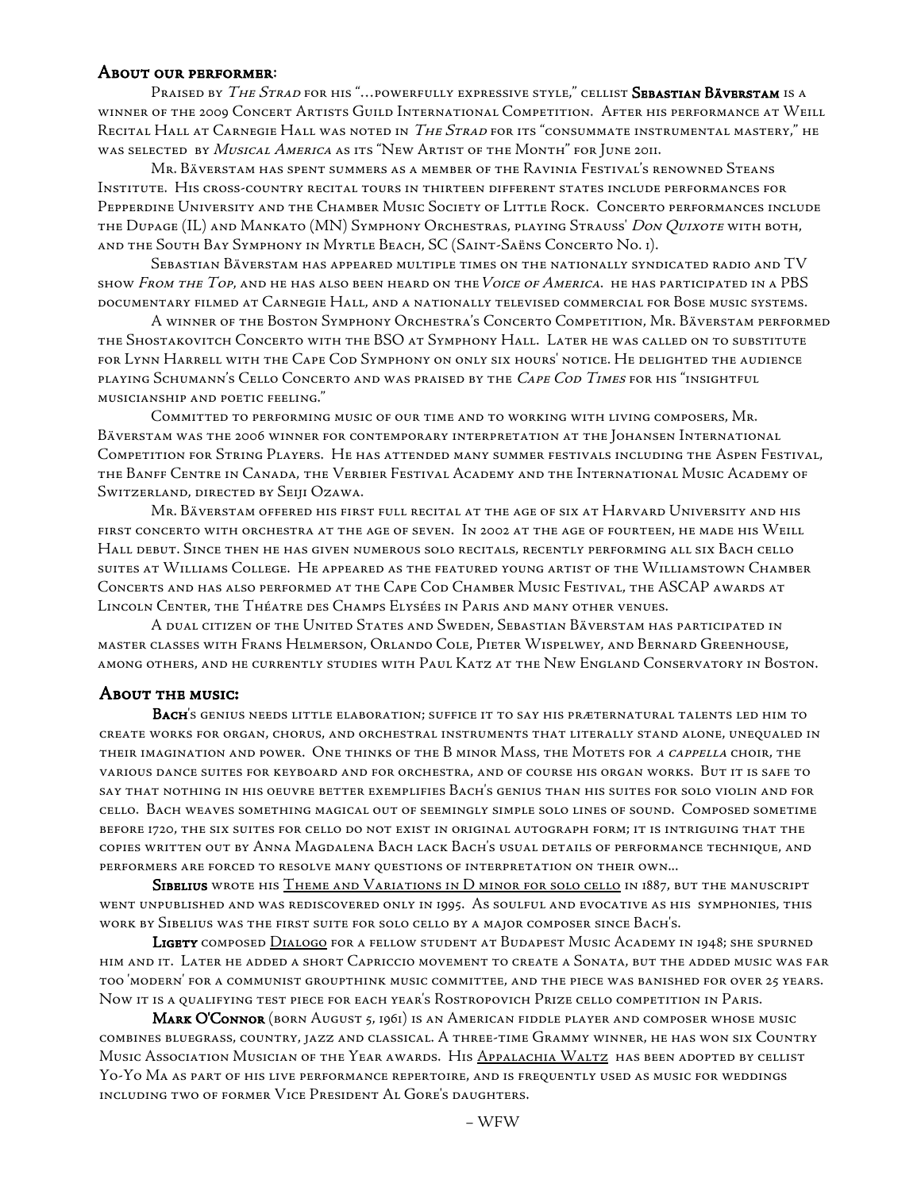## About our performer:

Praised by *The Strad* for his "...powerfully expressive style," cellist **Sebastian Bäverstam** is a winner of the 2009 Concert Artists Guild International Competition. After his performance at Weill Recital Hall at Carnegie Hall was noted in *The Strad* for its "consummate instrumental mastery," he was selected by *Musical America* as its "New Artist of the Month" for June 2011.

Mr. Bäverstam has spent summers as a member of the Ravinia Festival's renowned Steans Institute. His cross-country recital tours in thirteen different states include performances for Pepperdine University and the Chamber Music Society of Little Rock. Concerto performances include the Dupage (IL) and Mankato (MN) Symphony Orchestras, playing Strauss' *Don Quixote* with both, and the South Bay Symphony in Myrtle Beach, SC (Saint-Saëns Concerto No. 1).

Sebastian Bäverstam has appeared multiple times on the nationally syndicated radio and TV show *From the Top*, and he has also been heard on the *Voice of America*. he has participated in a PBS documentary filmed at Carnegie Hall, and a nationally televised commercial for Bose music systems.

A winner of the Boston Symphony Orchestra's Concerto Competition, Mr. Bäverstam performed the Shostakovitch Concerto with the BSO at Symphony Hall. Later he was called on to substitute for Lynn Harrell with the Cape Cod Symphony on only six hours' notice. He delighted the audience playing Schumann's Cello Concerto and was praised by the *Cape Cod Times* for his "insightful musicianship and poetic feeling."

Committed to performing music of our time and to working with living composers, Mr. Bäverstam was the 2006 winner for contemporary interpretation at the Johansen International Competition for String Players. He has attended many summer festivals including the Aspen Festival, the Banff Centre in Canada, the Verbier Festival Academy and the International Music Academy of Switzerland, directed by Seiji Ozawa.

Mr. Bäverstam offered his first full recital at the age of six at Harvard University and his first concerto with orchestra at the age of seven. In 2002 at the age of fourteen, he made his Weill Hall debut. Since then he has given numerous solo recitals, recently performing all six Bach cello suites at Williams College. He appeared as the featured young artist of the Williamstown Chamber Concerts and has also performed at the Cape Cod Chamber Music Festival, the ASCAP awards at Lincoln Center, the Théatre des Champs Elysées in Paris and many other venues.

A dual citizen of the United States and Sweden, Sebastian Bäverstam has participated in master classes with Frans Helmerson, Orlando Cole, Pieter Wispelwey, and Bernard Greenhouse, among others, and he currently studies with Paul Katz at the New England Conservatory in Boston.

## About the music:

**Bach**'s genius needs little elaboration; suffice it to say his prætERnatural talents led him to create works for organ, chorus, and orchestral instruments that literally stand alone, unequaled in their imagination and power. One thinks of the B minor Mass, the Motets for *a cappella* choir, the various dance suites for keyboard and for orchestra, and of course his organ works. But it is safe to say that nothing in his oeuvre better exemplifies Bach's genius than his suites for solo violin and for cello. Bach weaves something magical out of seemingly simple solo lines of sound. Composed sometime before 1720, the six suites for cello do not exist in original autograph form; it is intriguing that the copies written out by Anna Magdalena Bach lack Bach's usual details of performance technique, and performers are forced to resolve many questions of interpretation on their own...

**Sibelius** wrote his Theme and Variations in D minor for solo cello in 1887, but the manuscript went unpublished and was rediscovered only in 1995. As soulful and evocative as his symphonies, this work by Sibelius was the first suite for solo cello by a major composer since Bach's.

**Ligety** composed Dialogo for a fellow student at Budapest Music Academy in 1948; she spurned him and it. Later he added a short Capriccio movement to create a Sonata, but the added music was far too 'modern' for a communist groupthink music committee, and the piece was banished for over 25 years. Now it is a qualifying test piece for each year's Rostropovich Prize cello competition in Paris.

**Mark O'Connor** (born August 5, 1961) is an American fiddle player and composer whose music combines bluegrass, country, jazz and classical. A three-time Grammy winner, he has won six Country Music Association Musician of the Year awards. His Appalachia Waltz has been adopted by cellist Yo-Yo Ma as part of his live performance repertoire, and is frequently used as music for weddings including two of former Vice President Al Gore's daughters.

– WFW